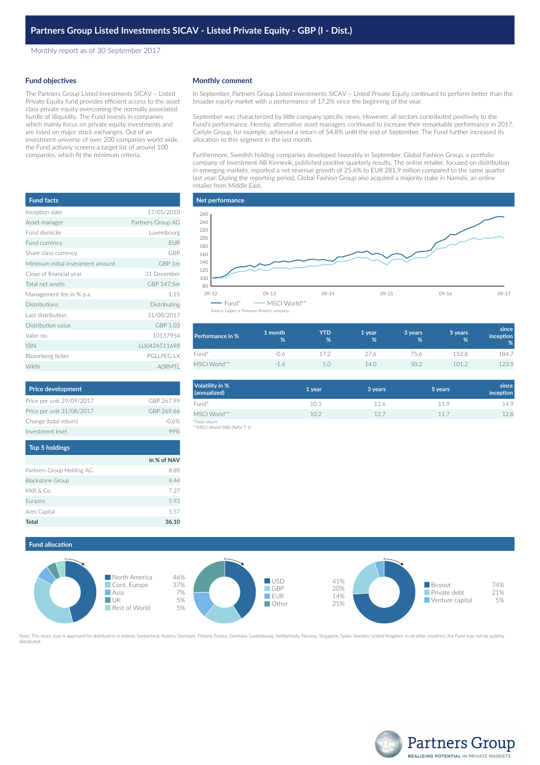# Partners Group Listed Investments SICAV - Listed Private Equity - GBP (I - Dist.)

Monthly report as of 30 September 2017

## Fund objectives

The Partners Group Listed Investments SICAV – Listed Private Equity fund provides efficient access to the asset class private equity overcoming the normally associated hurdle of illiquidity. The Fund invests in companies which mainly focus on private equity investments and are listed on major stock exchanges. Out of an investment universe of over 200 companies world wide, the Fund actively screens a target list of around 100 companies, which fit the minimum criteria.

## Monthly comment

In September, Partners Group Listed Investments SICAV – Listed Private Equity continued to perform better than the broader equity market with a performance of 17.2% since the beginning of the year.

September was characterized by little company specific news. However, all sectors contributed positively to the Fund's performance. Hereby, alternative asset managers continued to increase their remarkable performance in 2017. Carlyle Group, for example, achieved a return of 54.8% until the end of September. The Fund further increased its allocation to this segment in the last month.

Furthermore, Swedish holding companies developed favorably in September. Global Fashion Group, a portfolio company of Investment AB Kinnevik, published positive quarterly results. The online retailer, focused on distribution in emerging markets, reported a net revenue growth of 25.6% to EUR 281.9 million compared to the same quarter last year. During the reporting period, Global Fashion Group also acquired a majority stake in Namshi, an online retailer from Middle East.

## Fund facts

| Fund facts | |
|---|---|
| Inception date | 17/05/2010 |
| Asset manager | Partners Group AG |
| Fund domicile | Luxembourg |
| Fund currency | EUR |
| Share class currency | GBP |
| Minimum initial investment amount | GBP 1m |
| Close of financial year | 31 December |
| Total net assets | GBP 147.5m |
| Management fee in % p.a. | 1.15 |
| Distributions | Distributing |
| Last distribution | 31/08/2017 |
| Distribution value | GBP 1.03 |
| Valor no. | 10137954 |
| ISIN | LU0424511698 |
| Bloomberg ticker | PGLLPEG LX |
| WKN | A0RMTL |

## Net performance

Legend: Fund*, MSCI World**

Source: Lipper, a Thomson Reuters company

| Performance in % | 1 month % | YTD % | 1 year % | 3 years % | 5 years % | since inception % |
|---|---|---|---|---|---|---|
| Fund* | -0.6 | 17.2 | 27.6 | 75.6 | 152.8 | 184.7 |
| MSCI World** | -1.4 | 5.0 | 14.0 | 50.2 | 101.2 | 123.9 |

| Volatility in % (annualized) | 1 year | 3 years | 5 years | since inception |
|---|---|---|---|---|
| Fund* | 10.1 | 12.6 | 11.9 | 14.9 |
| MSCI World** | 10.2 | 12.7 | 11.7 | 12.8 |

*Total return
**MSCI World (NR) (NAV T-1)

## Price development

| Price development | |
|---|---|
| Price per unit 29/09/2017 | GBP 267.99 |
| Price per unit 31/08/2017 | GBP 269.66 |
| Change (total return) | -0.6% |
| Investment level | 99% |

## Top 5 holdings

| | in % of NAV |
|---|---|
| Partners Group Holding AG | 8.89 |
| Blackstone Group | 8.44 |
| KKR & Co. | 7.27 |
| Eurazeo | 5.93 |
| Ares Capital | 5.57 |
| **Total** | **36.10** |

## Fund allocation

| Region | % |
|---|---|
| North America | 46% |
| Cont. Europe | 37% |
| Asia | 7% |
| UK | 5% |
| Rest of World | 5% |

| Currency | % |
|---|---|
| USD | 41% |
| GBP | 20% |
| EUR | 14% |
| Other | 25% |

| Investment type | % |
|---|---|
| Buyout | 74% |
| Private debt | 21% |
| Venture capital | 5% |

Note: This share class is approved for distribution in Ireland, Switzerland, Austria, Denmark, Finland, France, Germany, Luxembourg, Netherlands, Norway, Singapore, Spain, Sweden, United Kingdom. In all other countries, the Fund may not be publicly distributed.

Partners Group
REALIZING POTENTIAL IN PRIVATE MARKETS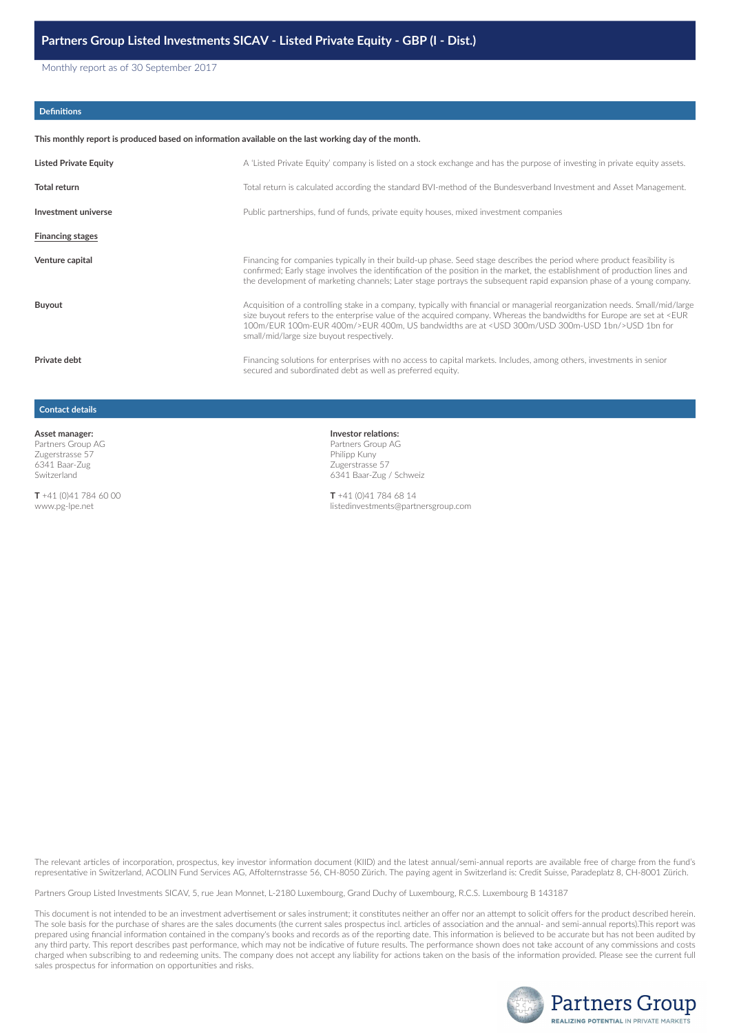# Partners Group Listed Investments SICAV - Listed Private Equity - GBP (I - Dist.)

Monthly report as of 30 September 2017

## Definitions

**This monthly report is produced based on information available on the last working day of the month.**

**Listed Private Equity**
A 'Listed Private Equity' company is listed on a stock exchange and has the purpose of investing in private equity assets.

**Total return**
Total return is calculated according the standard BVI-method of the Bundesverband Investment and Asset Management.

**Investment universe**
Public partnerships, fund of funds, private equity houses, mixed investment companies

**Financing stages**

**Venture capital**
Financing for companies typically in their build-up phase. Seed stage describes the period where product feasibility is confirmed; Early stage involves the identification of the position in the market, the establishment of production lines and the development of marketing channels; Later stage portrays the subsequent rapid expansion phase of a young company.

**Buyout**
Acquisition of a controlling stake in a company, typically with financial or managerial reorganization needs. Small/mid/large size buyout refers to the enterprise value of the acquired company. Whereas the bandwidths for Europe are set at <EUR 100m/EUR 100m-EUR 400m/>EUR 400m, US bandwidths are at <USD 300m/USD 300m-USD 1bn/>USD 1bn for small/mid/large size buyout respectively.

**Private debt**
Financing solutions for enterprises with no access to capital markets. Includes, among others, investments in senior secured and subordinated debt as well as preferred equity.

## Contact details

**Asset manager:**
Partners Group AG
Zugerstrasse 57
6341 Baar-Zug
Switzerland

**T** +41 (0)41 784 60 00
www.pg-lpe.net

**Investor relations:**
Partners Group AG
Philipp Kuny
Zugerstrasse 57
6341 Baar-Zug / Schweiz

**T** +41 (0)41 784 68 14
listedinvestments@partnersgroup.com

The relevant articles of incorporation, prospectus, key investor information document (KIID) and the latest annual/semi-annual reports are available free of charge from the fund's representative in Switzerland, ACOLIN Fund Services AG, Affolternstrasse 56, CH-8050 Zürich. The paying agent in Switzerland is: Credit Suisse, Paradeplatz 8, CH-8001 Zürich.

Partners Group Listed Investments SICAV, 5, rue Jean Monnet, L-2180 Luxembourg, Grand Duchy of Luxembourg, R.C.S. Luxembourg B 143187

This document is not intended to be an investment advertisement or sales instrument; it constitutes neither an offer nor an attempt to solicit offers for the product described herein. The sole basis for the purchase of shares are the sales documents (the current sales prospectus incl. articles of association and the annual- and semi-annual reports).This report was prepared using financial information contained in the company's books and records as of the reporting date. This information is believed to be accurate but has not been audited by any third party. This report describes past performance, which may not be indicative of future results. The performance shown does not take account of any commissions and costs charged when subscribing to and redeeming units. The company does not accept any liability for actions taken on the basis of the information provided. Please see the current full sales prospectus for information on opportunities and risks.

Partners Group
REALIZING POTENTIAL IN PRIVATE MARKETS